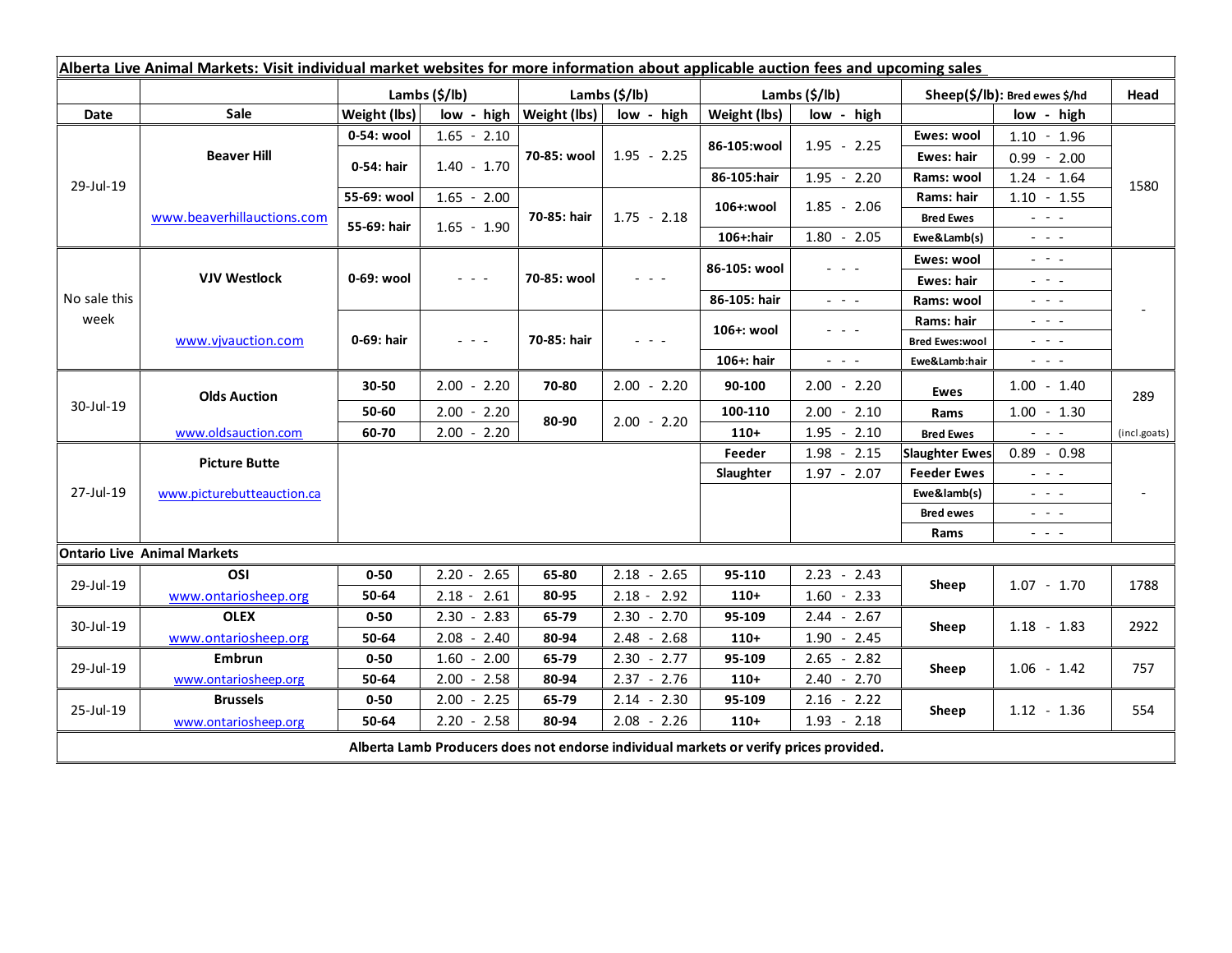**Alberta Live Animal Markets: Visit individual market websites for more information about applicable auction fees and upcoming sales**

| Date | Sale | Lambs ($/lb) Weight (lbs) | low - high | Lambs ($/lb) Weight (lbs) | low - high | Lambs ($/lb) Weight (lbs) | low - high | Sheep($/lb): Bred ewes $/hd | low - high | Head |
|---|---|---|---|---|---|---|---|---|---|---|
| 29-Jul-19 | Beaver Hill | 0-54: wool | 1.65 - 2.10 | 70-85: wool | 1.95 - 2.25 | 86-105:wool | 1.95 - 2.25 | Ewes: wool | 1.10 - 1.96 | 1580 |
| | | 0-54: hair | 1.40 - 1.70 | | | | | Ewes: hair | 0.99 - 2.00 | |
| | | | | | | 86-105:hair | 1.95 - 2.20 | Rams: wool | 1.24 - 1.64 | |
| | www.beaverhillauctions.com | 55-69: wool | 1.65 - 2.00 | 70-85: hair | 1.75 - 2.18 | 106+:wool | 1.85 - 2.06 | Rams: hair | 1.10 - 1.55 | |
| | | 55-69: hair | 1.65 - 1.90 | | | | | Bred Ewes | - - - | |
| | | | | | | 106+:hair | 1.80 - 2.05 | Ewe&Lamb(s) | - - - | |
| No sale this week | VJV Westlock | 0-69: wool | - - - | 70-85: wool | - - - | 86-105: wool | - - - | Ewes: wool | - - - | - |
| | | | | | | | | Ewes: hair | - - - | |
| | | | | | | 86-105: hair | - - - | Rams: wool | - - - | |
| | www.vjvauction.com | 0-69: hair | - - - | 70-85: hair | - - - | 106+: wool | - - - | Rams: hair | - - - | |
| | | | | | | | | Bred Ewes:wool | - - - | |
| | | | | | | 106+: hair | - - - | Ewe&Lamb:hair | - - - | |
| 30-Jul-19 | Olds Auction | 30-50 | 2.00 - 2.20 | 70-80 | 2.00 - 2.20 | 90-100 | 2.00 - 2.20 | Ewes | 1.00 - 1.40 | 289 |
| | | 50-60 | 2.00 - 2.20 | 80-90 | 2.00 - 2.20 | 100-110 | 2.00 - 2.10 | Rams | 1.00 - 1.30 | |
| | www.oldsauction.com | 60-70 | 2.00 - 2.20 | | | 110+ | 1.95 - 2.10 | Bred Ewes | - - - | (incl.goats) |
| 27-Jul-19 | Picture Butte | | | | | Feeder | 1.98 - 2.15 | Slaughter Ewes | 0.89 - 0.98 | - |
| | www.picturebutteauction.ca | | | | | Slaughter | 1.97 - 2.07 | Feeder Ewes | - - - | |
| | | | | | | | | Ewe&lamb(s) | - - - | |
| | | | | | | | | Bred ewes | - - - | |
| | | | | | | | | Rams | - - - | |

**Ontario Live Animal Markets**

| Date | Sale | Weight (lbs) | low - high | Weight (lbs) | low - high | Weight (lbs) | low - high | Sheep | low - high | Head |
|---|---|---|---|---|---|---|---|---|---|---|
| 29-Jul-19 | OSI www.ontariosheep.org | 0-50 | 2.20 - 2.65 | 65-80 | 2.18 - 2.65 | 95-110 | 2.23 - 2.43 | Sheep | 1.07 - 1.70 | 1788 |
| | | 50-64 | 2.18 - 2.61 | 80-95 | 2.18 - 2.92 | 110+ | 1.60 - 2.33 | | | |
| 30-Jul-19 | OLEX www.ontariosheep.org | 0-50 | 2.30 - 2.83 | 65-79 | 2.30 - 2.70 | 95-109 | 2.44 - 2.67 | Sheep | 1.18 - 1.83 | 2922 |
| | | 50-64 | 2.08 - 2.40 | 80-94 | 2.48 - 2.68 | 110+ | 1.90 - 2.45 | | | |
| 29-Jul-19 | Embrun www.ontariosheep.org | 0-50 | 1.60 - 2.00 | 65-79 | 2.30 - 2.77 | 95-109 | 2.65 - 2.82 | Sheep | 1.06 - 1.42 | 757 |
| | | 50-64 | 2.00 - 2.58 | 80-94 | 2.37 - 2.76 | 110+ | 2.40 - 2.70 | | | |
| 25-Jul-19 | Brussels www.ontariosheep.org | 0-50 | 2.00 - 2.25 | 65-79 | 2.14 - 2.30 | 95-109 | 2.16 - 2.22 | Sheep | 1.12 - 1.36 | 554 |
| | | 50-64 | 2.20 - 2.58 | 80-94 | 2.08 - 2.26 | 110+ | 1.93 - 2.18 | | | |

**Alberta Lamb Producers does not endorse individual markets or verify prices provided.**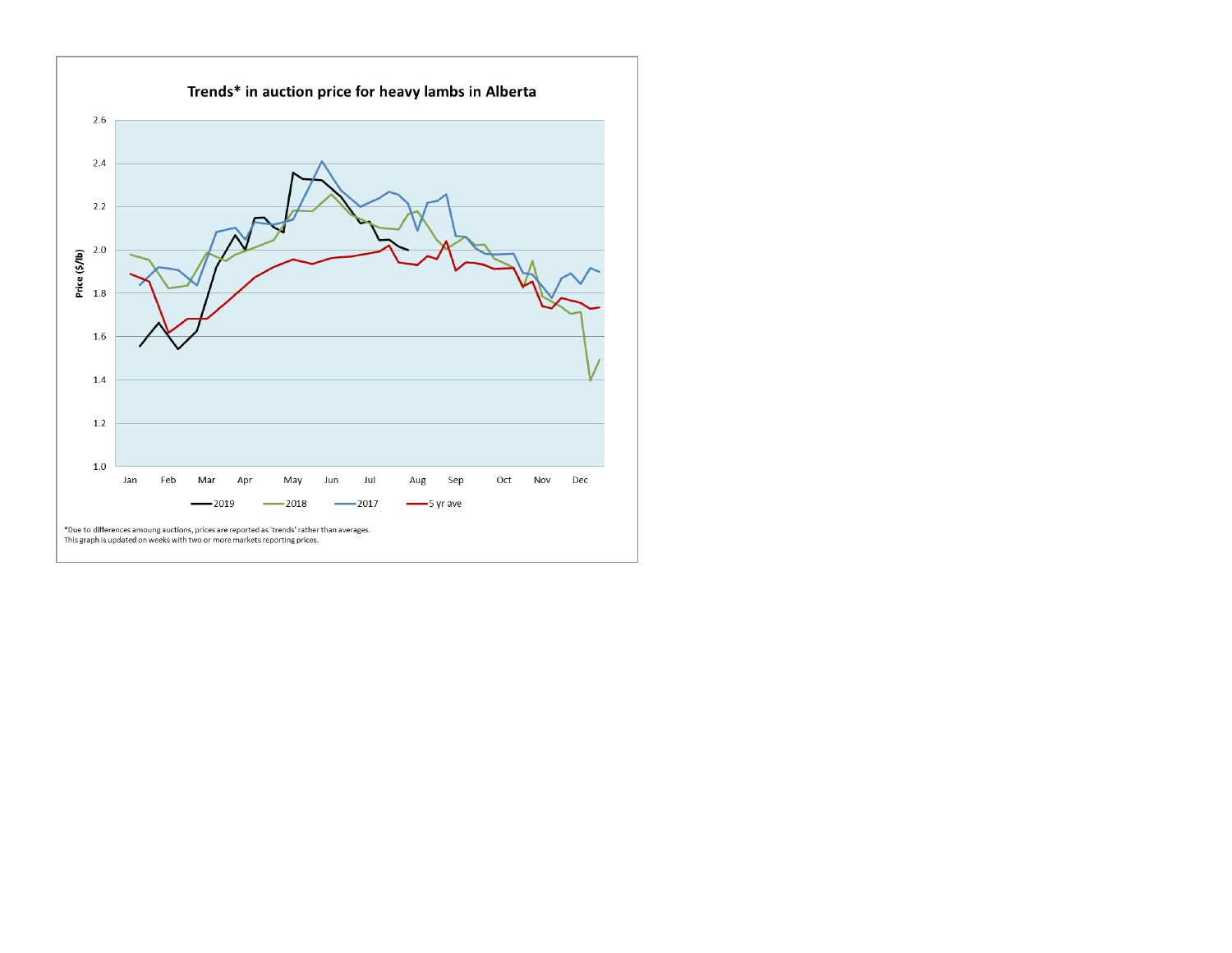## Trends* in auction price for heavy lambs in Alberta

Price ($/lb)

2.6
2.4
2.2
2.0
1.8
1.6
1.4
1.2
1.0

Jan Feb Mar Apr May Jun Jul Aug Sep Oct Nov Dec

2019 2018 2017 5 yr ave

*Due to differences amoung auctions, prices are reported as 'trends' rather than averages.
This graph is updated on weeks with two or more markets reporting prices.